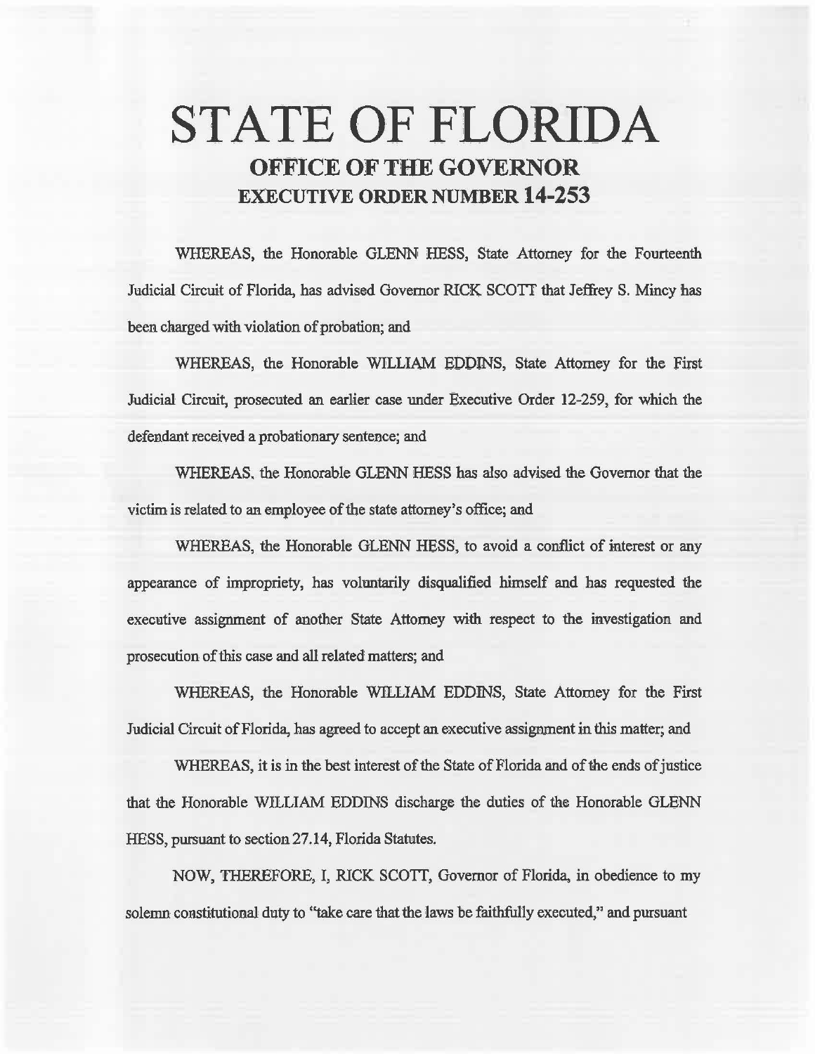# STATE OF FLORIDA
## OFFICE OF THE GOVERNOR
## EXECUTIVE ORDER NUMBER 14-253

WHEREAS, the Honorable GLENN HESS, State Attorney for the Fourteenth Judicial Circuit of Florida, has advised Governor RICK SCOTT that Jeffrey S. Mincy has been charged with violation of probation; and

WHEREAS, the Honorable WILLIAM EDDINS, State Attorney for the First Judicial Circuit, prosecuted an earlier case under Executive Order 12-259, for which the defendant received a probationary sentence; and

WHEREAS, the Honorable GLENN HESS has also advised the Governor that the victim is related to an employee of the state attorney's office; and

WHEREAS, the Honorable GLENN HESS, to avoid a conflict of interest or any appearance of impropriety, has voluntarily disqualified himself and has requested the executive assignment of another State Attorney with respect to the investigation and prosecution of this case and all related matters; and

WHEREAS, the Honorable WILLIAM EDDINS, State Attorney for the First Judicial Circuit of Florida, has agreed to accept an executive assignment in this matter; and

WHEREAS, it is in the best interest of the State of Florida and of the ends of justice that the Honorable WILLIAM EDDINS discharge the duties of the Honorable GLENN HESS, pursuant to section 27.14, Florida Statutes.

NOW, THEREFORE, I, RICK SCOTT, Governor of Florida, in obedience to my solemn constitutional duty to "take care that the laws be faithfully executed," and pursuant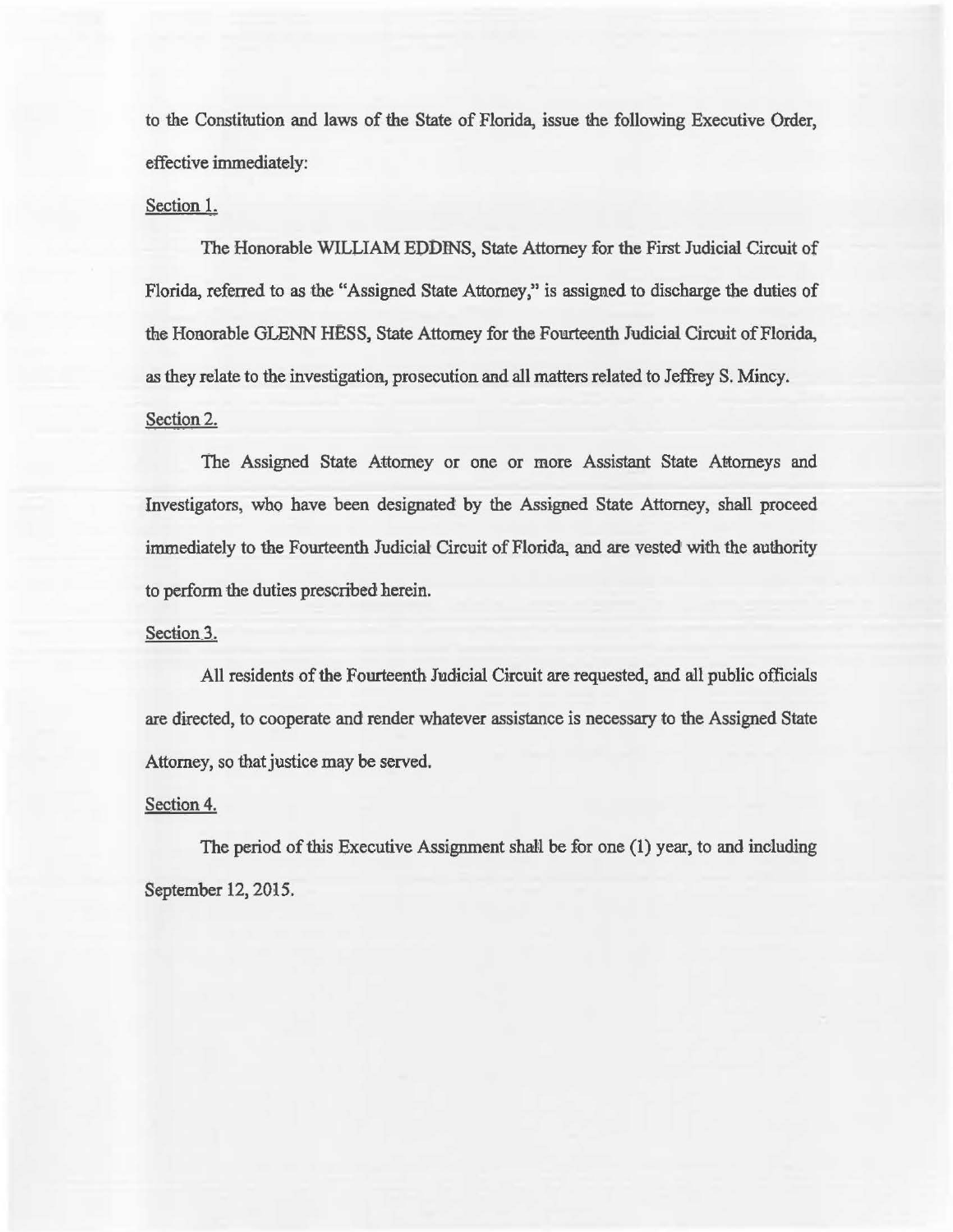to the Constitution and laws of the State of Florida, issue the following Executive Order, effective immediately:

Section 1.

The Honorable WILLIAM EDDINS, State Attorney for the First Judicial Circuit of Florida, referred to as the "Assigned State Attorney," is assigned to discharge the duties of the Honorable GLENN HESS, State Attorney for the Fourteenth Judicial Circuit of Florida, as they relate to the investigation, prosecution and all matters related to Jeffrey S. Mincy.

Section 2.

The Assigned State Attorney or one or more Assistant State Attorneys and Investigators, who have been designated by the Assigned State Attorney, shall proceed immediately to the Fourteenth Judicial Circuit of Florida, and are vested with the authority to perform the duties prescribed herein.

Section 3.

All residents of the Fourteenth Judicial Circuit are requested, and all public officials are directed, to cooperate and render whatever assistance is necessary to the Assigned State Attorney, so that justice may be served.

Section 4.

The period of this Executive Assignment shall be for one (1) year, to and including September 12, 2015.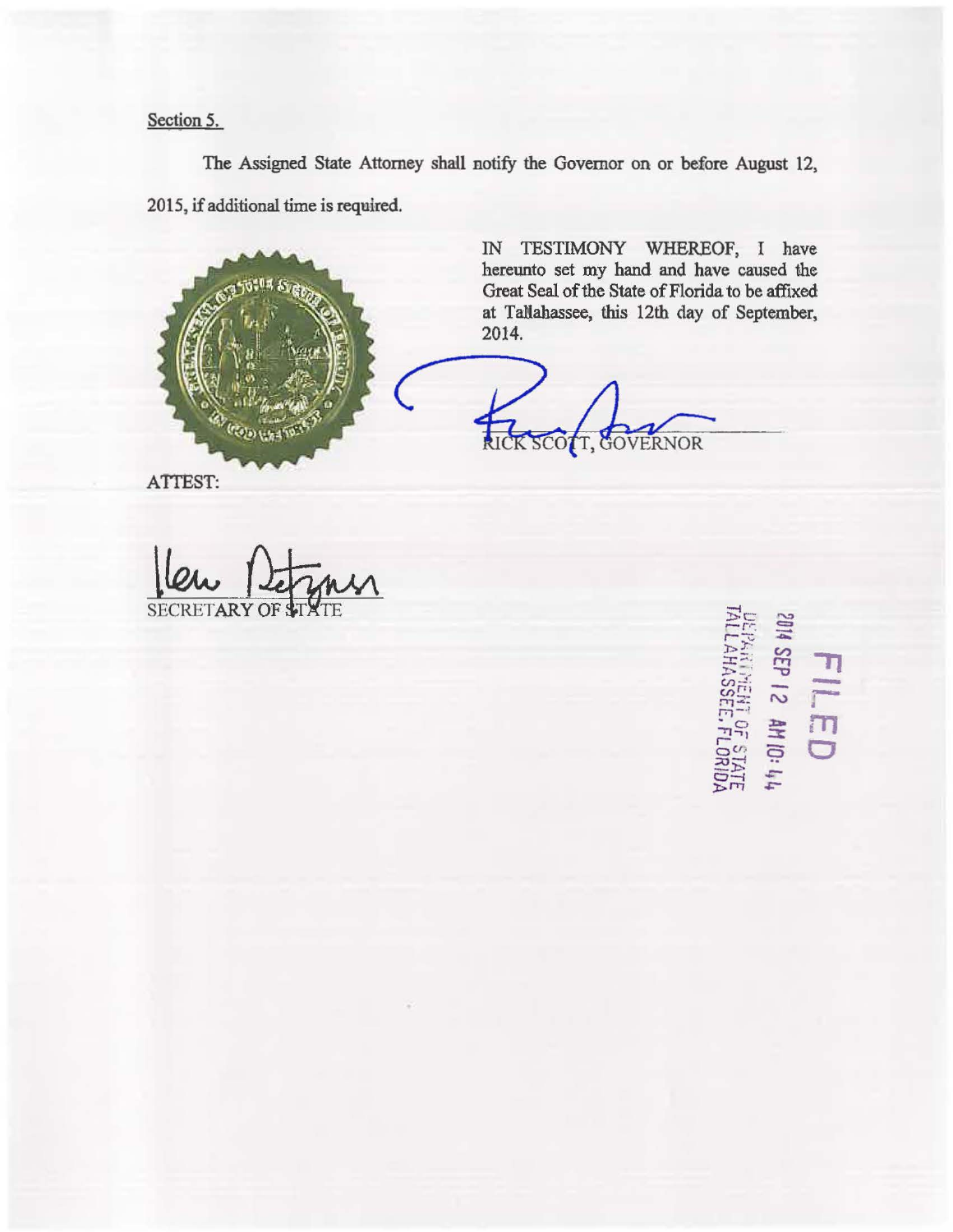Section 5.

The Assigned State Attorney shall notify the Governor on or before August 12, 2015, if additional time is required.

IN TESTIMONY WHEREOF, I have hereunto set my hand and have caused the Great Seal of the State of Florida to be affixed at Tallahassee, this 12th day of September, 2014.

RICK SCOTT, GOVERNOR

ATTEST:

SECRETARY OF STATE

FILED

2014 SEP 12 AM 10:44

DEPARTMENT OF STATE
TALLAHASSEE, FLORIDA